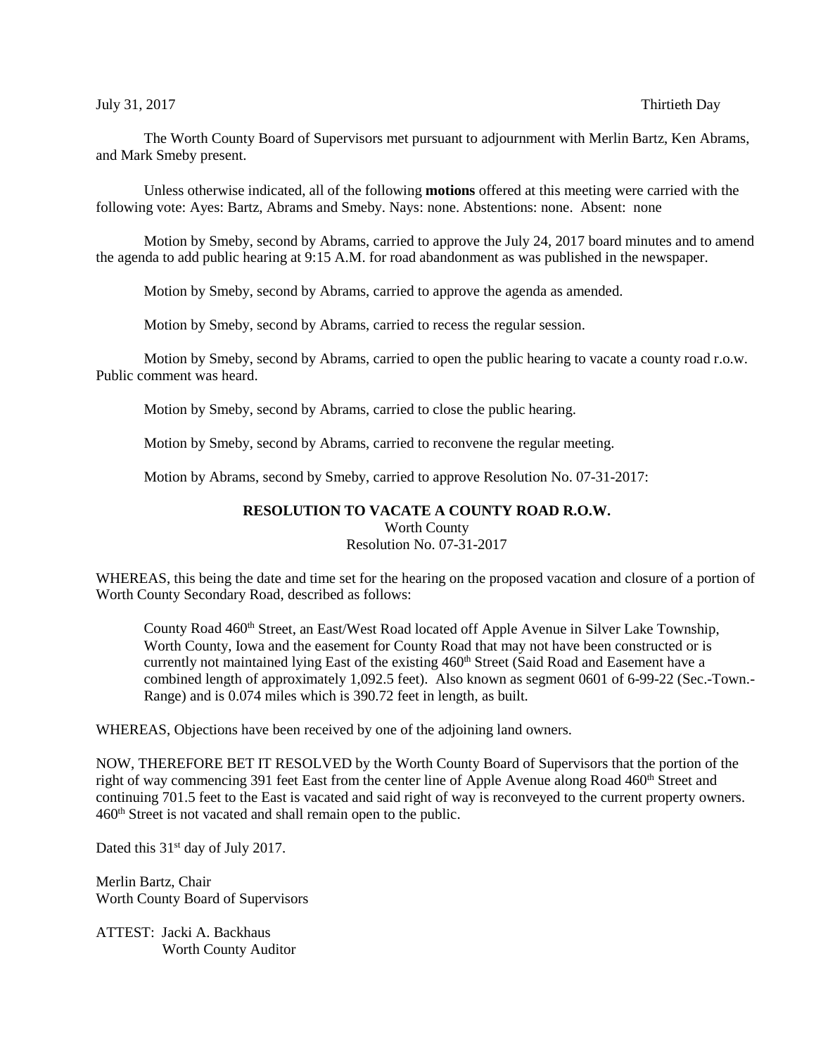July 31, 2017 Thirtieth Day

The Worth County Board of Supervisors met pursuant to adjournment with Merlin Bartz, Ken Abrams, and Mark Smeby present.

Unless otherwise indicated, all of the following **motions** offered at this meeting were carried with the following vote: Ayes: Bartz, Abrams and Smeby. Nays: none. Abstentions: none. Absent: none

Motion by Smeby, second by Abrams, carried to approve the July 24, 2017 board minutes and to amend the agenda to add public hearing at 9:15 A.M. for road abandonment as was published in the newspaper.

Motion by Smeby, second by Abrams, carried to approve the agenda as amended.

Motion by Smeby, second by Abrams, carried to recess the regular session.

Motion by Smeby, second by Abrams, carried to open the public hearing to vacate a county road r.o.w. Public comment was heard.

Motion by Smeby, second by Abrams, carried to close the public hearing.

Motion by Smeby, second by Abrams, carried to reconvene the regular meeting.

Motion by Abrams, second by Smeby, carried to approve Resolution No. 07-31-2017:

**RESOLUTION TO VACATE A COUNTY ROAD R.O.W.**
Worth County
Resolution No. 07-31-2017

WHEREAS, this being the date and time set for the hearing on the proposed vacation and closure of a portion of Worth County Secondary Road, described as follows:

> County Road 460th Street, an East/West Road located off Apple Avenue in Silver Lake Township, Worth County, Iowa and the easement for County Road that may not have been constructed or is currently not maintained lying East of the existing 460th Street (Said Road and Easement have a combined length of approximately 1,092.5 feet). Also known as segment 0601 of 6-99-22 (Sec.-Town.-Range) and is 0.074 miles which is 390.72 feet in length, as built.

WHEREAS, Objections have been received by one of the adjoining land owners.

NOW, THEREFORE BET IT RESOLVED by the Worth County Board of Supervisors that the portion of the right of way commencing 391 feet East from the center line of Apple Avenue along Road 460th Street and continuing 701.5 feet to the East is vacated and said right of way is reconveyed to the current property owners. 460th Street is not vacated and shall remain open to the public.

Dated this 31st day of July 2017.

Merlin Bartz, Chair
Worth County Board of Supervisors

ATTEST: Jacki A. Backhaus
Worth County Auditor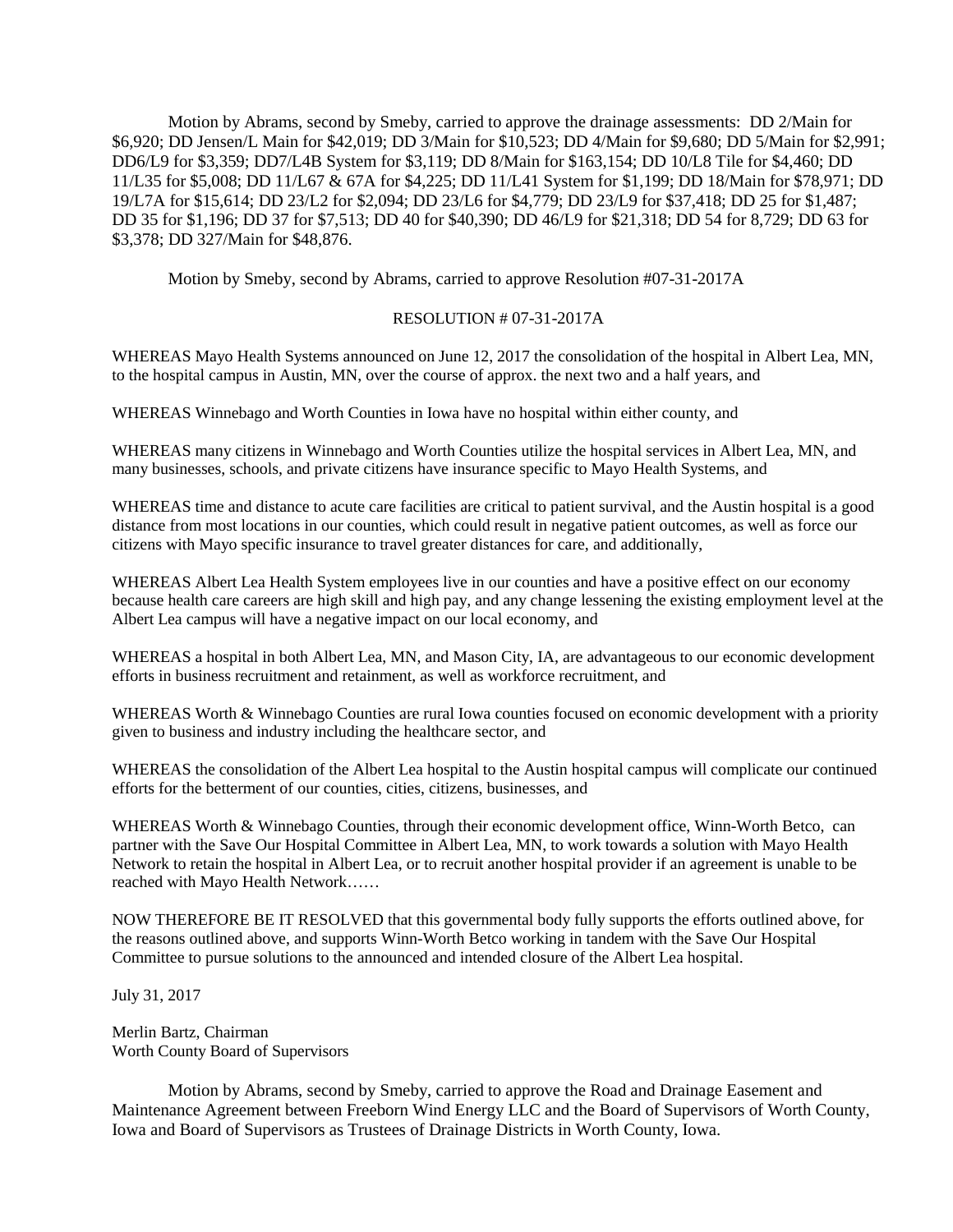Motion by Abrams, second by Smeby, carried to approve the drainage assessments: DD 2/Main for $6,920; DD Jensen/L Main for $42,019; DD 3/Main for $10,523; DD 4/Main for $9,680; DD 5/Main for $2,991; DD6/L9 for $3,359; DD7/L4B System for $3,119; DD 8/Main for $163,154; DD 10/L8 Tile for $4,460; DD 11/L35 for $5,008; DD 11/L67 & 67A for $4,225; DD 11/L41 System for $1,199; DD 18/Main for $78,971; DD 19/L7A for $15,614; DD 23/L2 for $2,094; DD 23/L6 for $4,779; DD 23/L9 for $37,418; DD 25 for $1,487; DD 35 for $1,196; DD 37 for $7,513; DD 40 for $40,390; DD 46/L9 for $21,318; DD 54 for 8,729; DD 63 for $3,378; DD 327/Main for $48,876.

Motion by Smeby, second by Abrams, carried to approve Resolution #07-31-2017A

RESOLUTION # 07-31-2017A

WHEREAS Mayo Health Systems announced on June 12, 2017 the consolidation of the hospital in Albert Lea, MN, to the hospital campus in Austin, MN, over the course of approx. the next two and a half years, and

WHEREAS Winnebago and Worth Counties in Iowa have no hospital within either county, and

WHEREAS many citizens in Winnebago and Worth Counties utilize the hospital services in Albert Lea, MN, and many businesses, schools, and private citizens have insurance specific to Mayo Health Systems, and

WHEREAS time and distance to acute care facilities are critical to patient survival, and the Austin hospital is a good distance from most locations in our counties, which could result in negative patient outcomes, as well as force our citizens with Mayo specific insurance to travel greater distances for care, and additionally,

WHEREAS Albert Lea Health System employees live in our counties and have a positive effect on our economy because health care careers are high skill and high pay, and any change lessening the existing employment level at the Albert Lea campus will have a negative impact on our local economy, and

WHEREAS a hospital in both Albert Lea, MN, and Mason City, IA, are advantageous to our economic development efforts in business recruitment and retainment, as well as workforce recruitment, and

WHEREAS Worth & Winnebago Counties are rural Iowa counties focused on economic development with a priority given to business and industry including the healthcare sector, and

WHEREAS the consolidation of the Albert Lea hospital to the Austin hospital campus will complicate our continued efforts for the betterment of our counties, cities, citizens, businesses, and

WHEREAS Worth & Winnebago Counties, through their economic development office, Winn-Worth Betco, can partner with the Save Our Hospital Committee in Albert Lea, MN, to work towards a solution with Mayo Health Network to retain the hospital in Albert Lea, or to recruit another hospital provider if an agreement is unable to be reached with Mayo Health Network……

NOW THEREFORE BE IT RESOLVED that this governmental body fully supports the efforts outlined above, for the reasons outlined above, and supports Winn-Worth Betco working in tandem with the Save Our Hospital Committee to pursue solutions to the announced and intended closure of the Albert Lea hospital.

July 31, 2017

Merlin Bartz, Chairman
Worth County Board of Supervisors

Motion by Abrams, second by Smeby, carried to approve the Road and Drainage Easement and Maintenance Agreement between Freeborn Wind Energy LLC and the Board of Supervisors of Worth County, Iowa and Board of Supervisors as Trustees of Drainage Districts in Worth County, Iowa.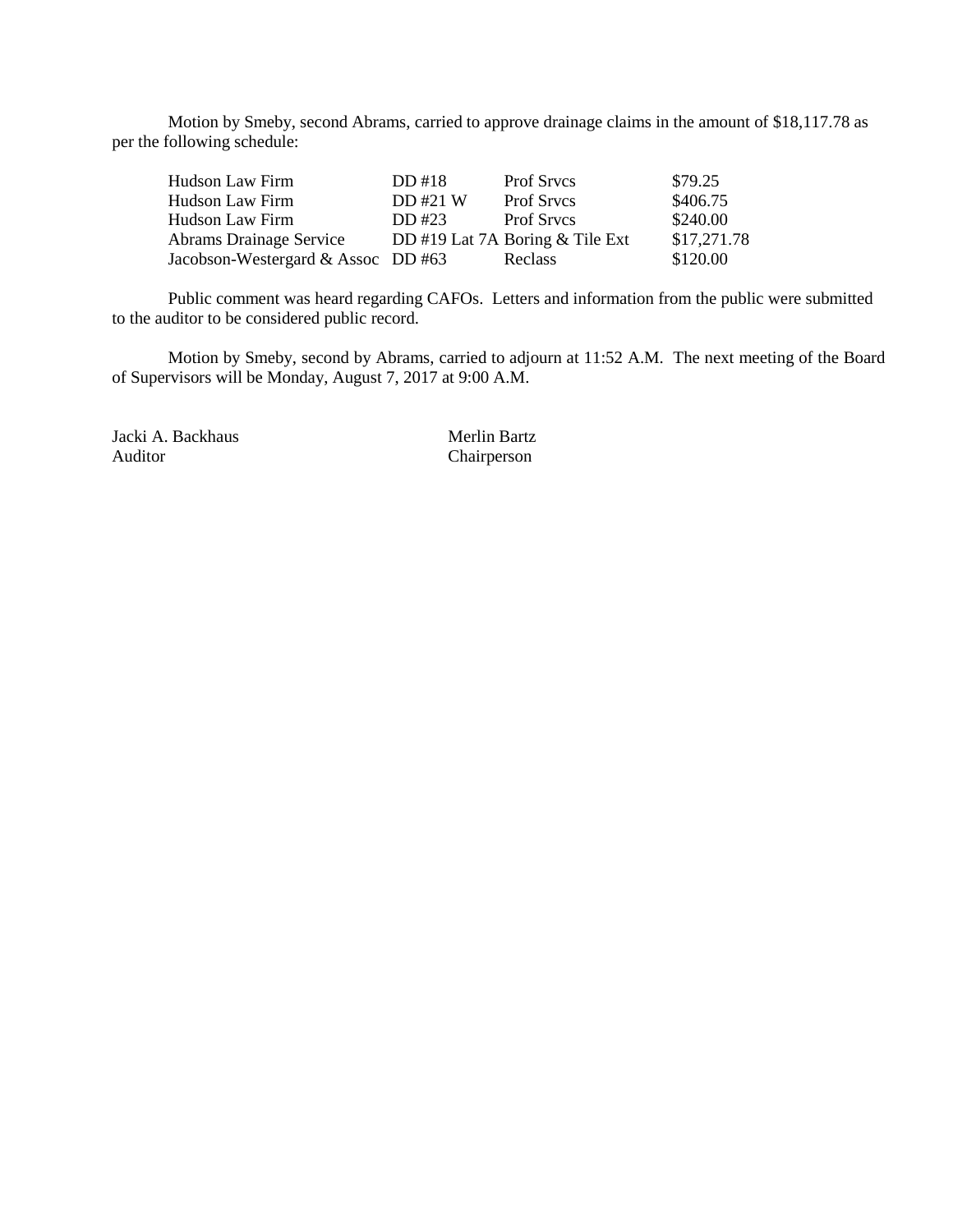Motion by Smeby, second Abrams, carried to approve drainage claims in the amount of $18,117.78 as per the following schedule:

| | | | |
|---|---|---|---|
| Hudson Law Firm | DD #18 | Prof Srvcs | $79.25 |
| Hudson Law Firm | DD #21 W | Prof Srvcs | $406.75 |
| Hudson Law Firm | DD #23 | Prof Srvcs | $240.00 |
| Abrams Drainage Service | DD #19 Lat 7A | Boring & Tile Ext | $17,271.78 |
| Jacobson-Westergard & Assoc | DD #63 | Reclass | $120.00 |

Public comment was heard regarding CAFOs. Letters and information from the public were submitted to the auditor to be considered public record.

Motion by Smeby, second by Abrams, carried to adjourn at 11:52 A.M. The next meeting of the Board of Supervisors will be Monday, August 7, 2017 at 9:00 A.M.

Jacki A. Backhaus
Auditor

Merlin Bartz
Chairperson